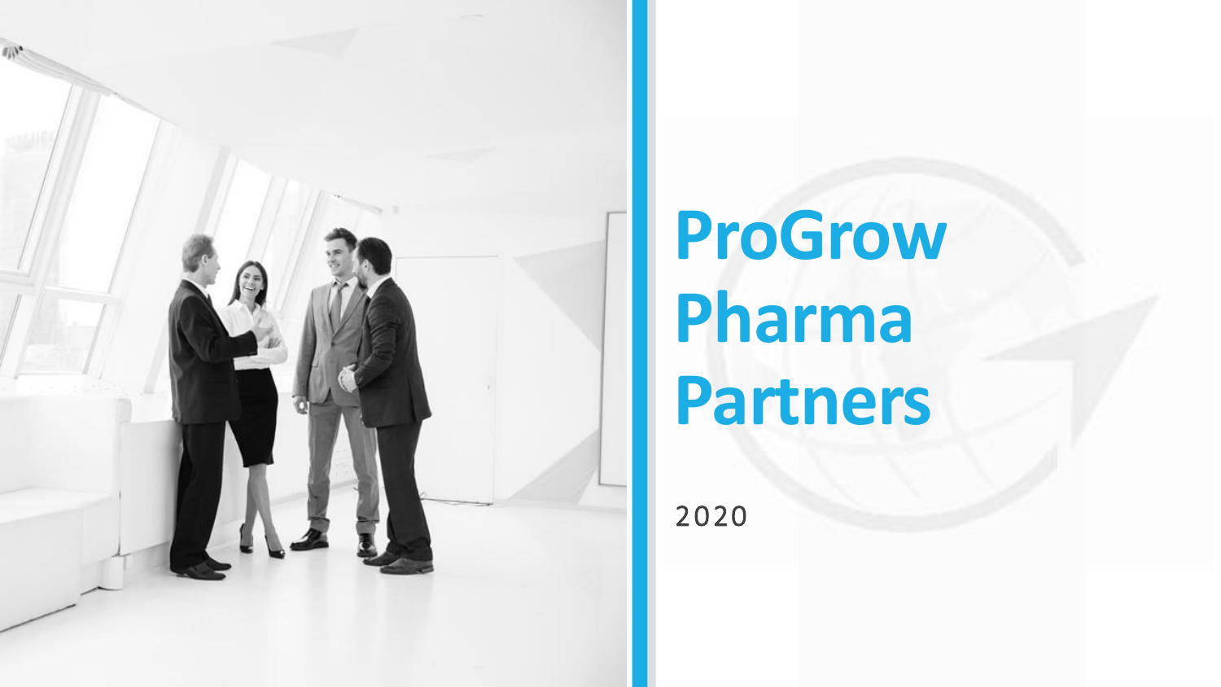# ProGrow Pharma Partners

2020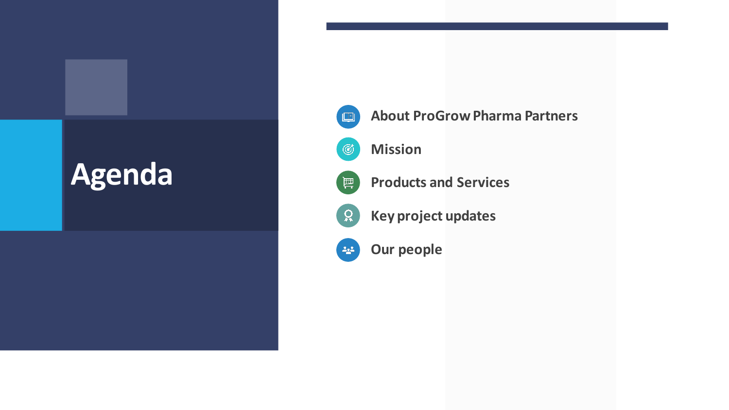# Agenda

- About ProGrow Pharma Partners
- Mission
- Products and Services
- Key project updates
- Our people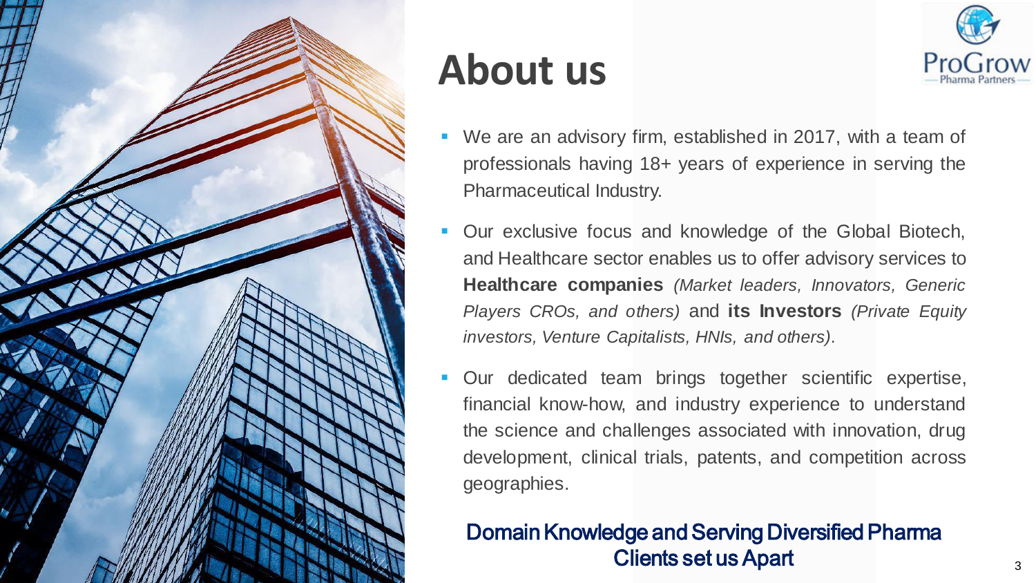# About us

ProGrow Pharma Partners

- We are an advisory firm, established in 2017, with a team of professionals having 18+ years of experience in serving the Pharmaceutical Industry.
- Our exclusive focus and knowledge of the Global Biotech, and Healthcare sector enables us to offer advisory services to **Healthcare companies** *(Market leaders, Innovators, Generic Players CROs, and others)* and **its Investors** *(Private Equity investors, Venture Capitalists, HNIs, and others)*.
- Our dedicated team brings together scientific expertise, financial know-how, and industry experience to understand the science and challenges associated with innovation, drug development, clinical trials, patents, and competition across geographies.

**Domain Knowledge and Serving Diversified Pharma Clients set us Apart**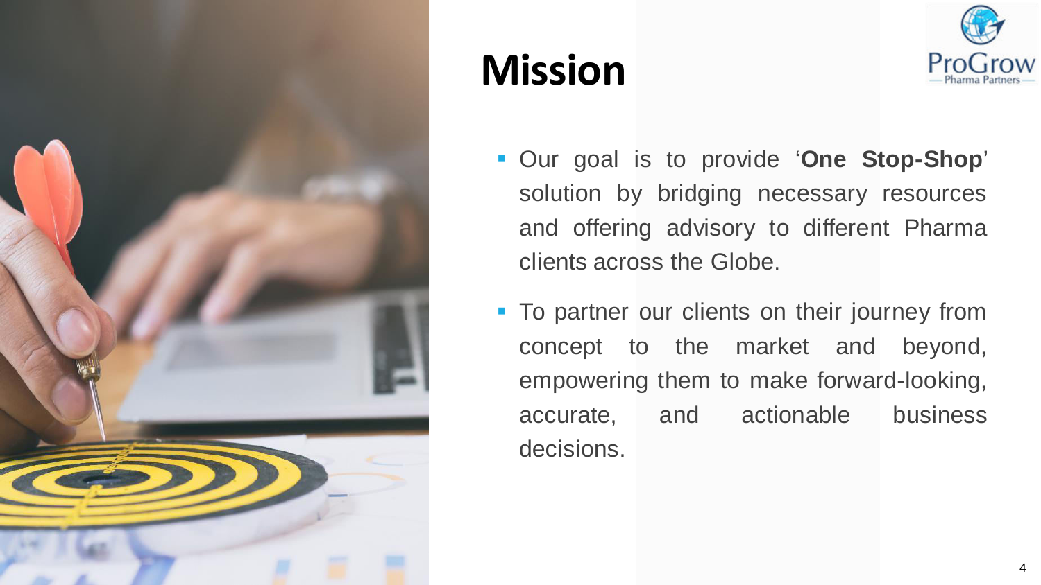# Mission

- Our goal is to provide '**One Stop-Shop**' solution by bridging necessary resources and offering advisory to different Pharma clients across the Globe.
- To partner our clients on their journey from concept to the market and beyond, empowering them to make forward-looking, accurate, and actionable business decisions.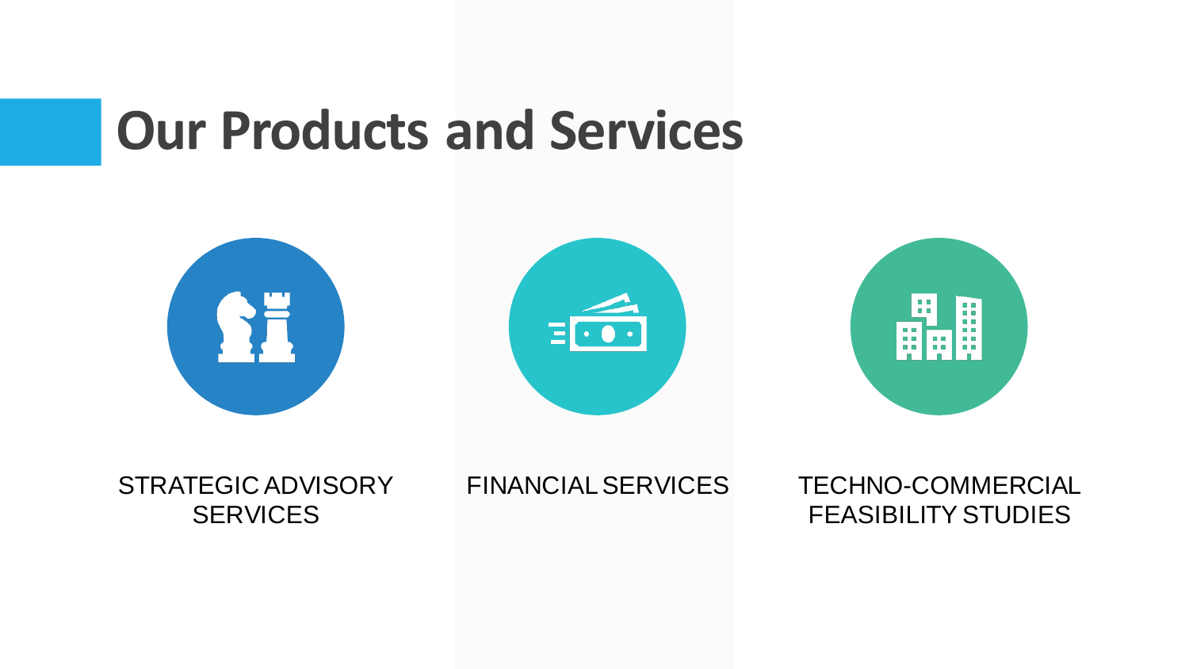# Our Products and Services

- STRATEGIC ADVISORY SERVICES
- FINANCIAL SERVICES
- TECHNO-COMMERCIAL FEASIBILITY STUDIES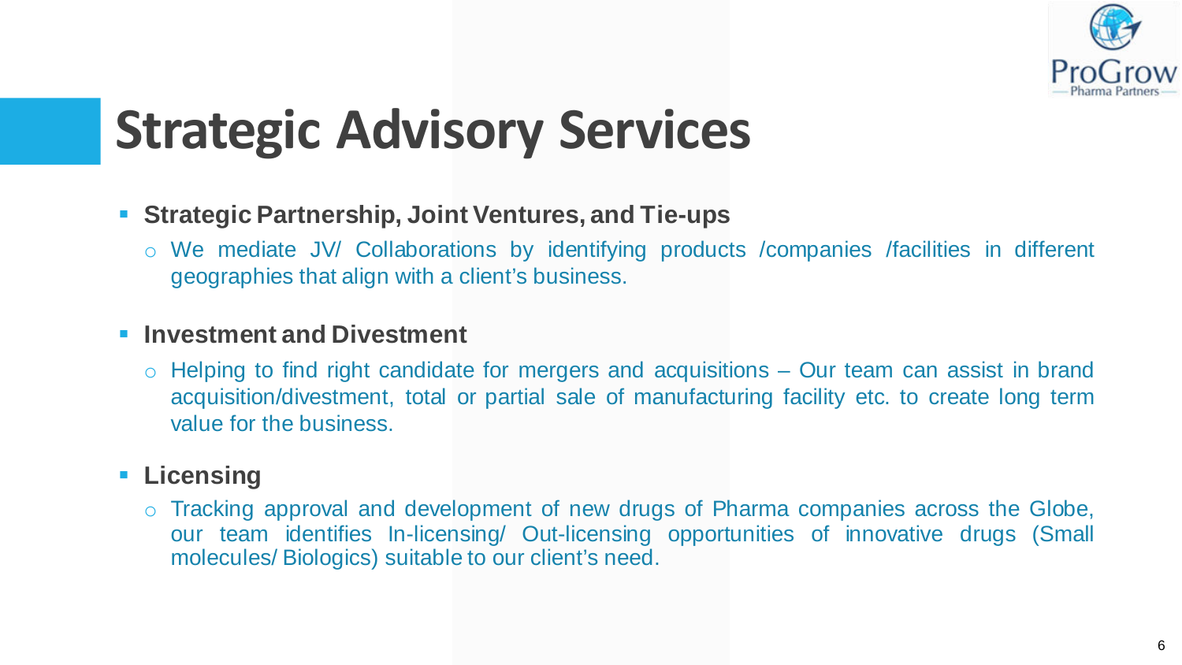# Strategic Advisory Services

- **Strategic Partnership, Joint Ventures, and Tie-ups**
  - We mediate JV/ Collaborations by identifying products /companies /facilities in different geographies that align with a client's business.
- **Investment and Divestment**
  - Helping to find right candidate for mergers and acquisitions – Our team can assist in brand acquisition/divestment, total or partial sale of manufacturing facility etc. to create long term value for the business.
- **Licensing**
  - Tracking approval and development of new drugs of Pharma companies across the Globe, our team identifies In-licensing/ Out-licensing opportunities of innovative drugs (Small molecules/ Biologics) suitable to our client's need.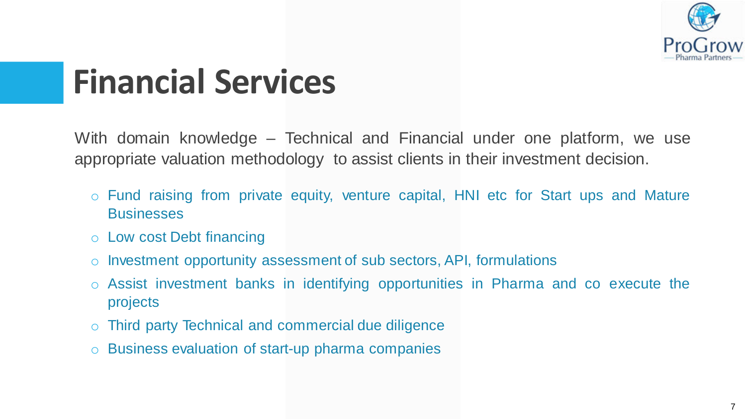# Financial Services

With domain knowledge – Technical and Financial under one platform, we use appropriate valuation methodology to assist clients in their investment decision.

- Fund raising from private equity, venture capital, HNI etc for Start ups and Mature Businesses
- Low cost Debt financing
- Investment opportunity assessment of sub sectors, API, formulations
- Assist investment banks in identifying opportunities in Pharma and co execute the projects
- Third party Technical and commercial due diligence
- Business evaluation of start-up pharma companies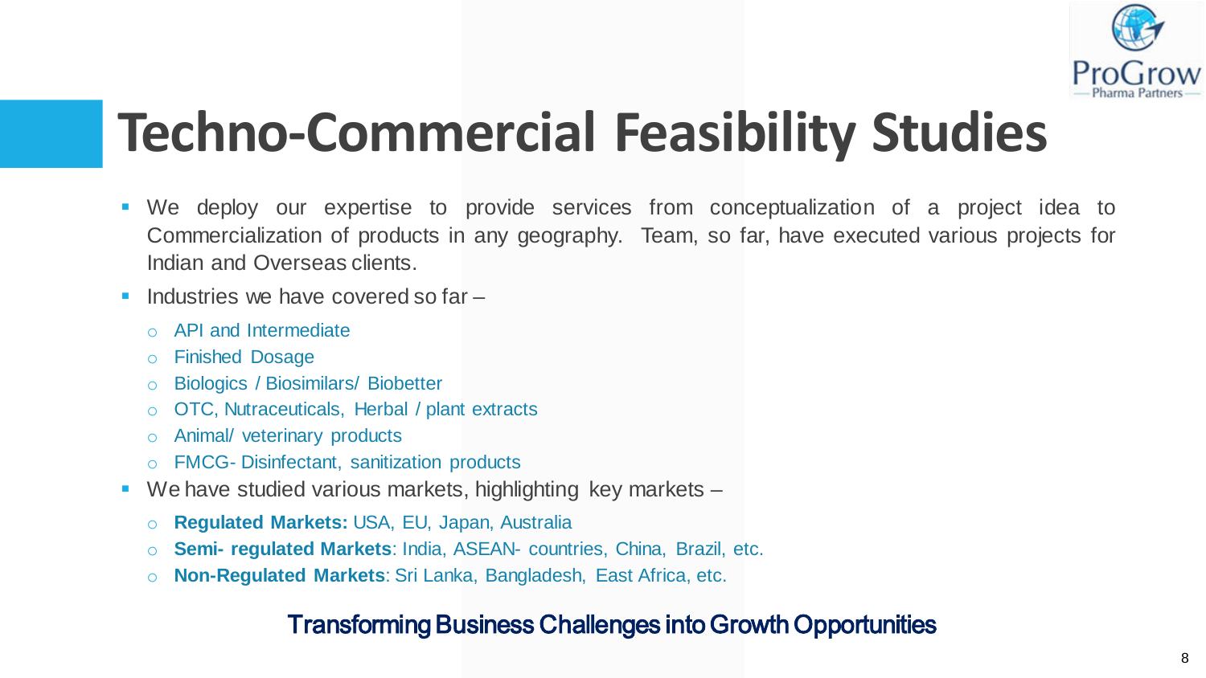# Techno-Commercial Feasibility Studies

- We deploy our expertise to provide services from conceptualization of a project idea to Commercialization of products in any geography. Team, so far, have executed various projects for Indian and Overseas clients.
- Industries we have covered so far –
  - API and Intermediate
  - Finished Dosage
  - Biologics / Biosimilars/ Biobetter
  - OTC, Nutraceuticals, Herbal / plant extracts
  - Animal/ veterinary products
  - FMCG- Disinfectant, sanitization products
- We have studied various markets, highlighting key markets –
  - **Regulated Markets:** USA, EU, Japan, Australia
  - **Semi- regulated Markets**: India, ASEAN- countries, China, Brazil, etc.
  - **Non-Regulated Markets**: Sri Lanka, Bangladesh, East Africa, etc.

**Transforming Business Challenges into Growth Opportunities**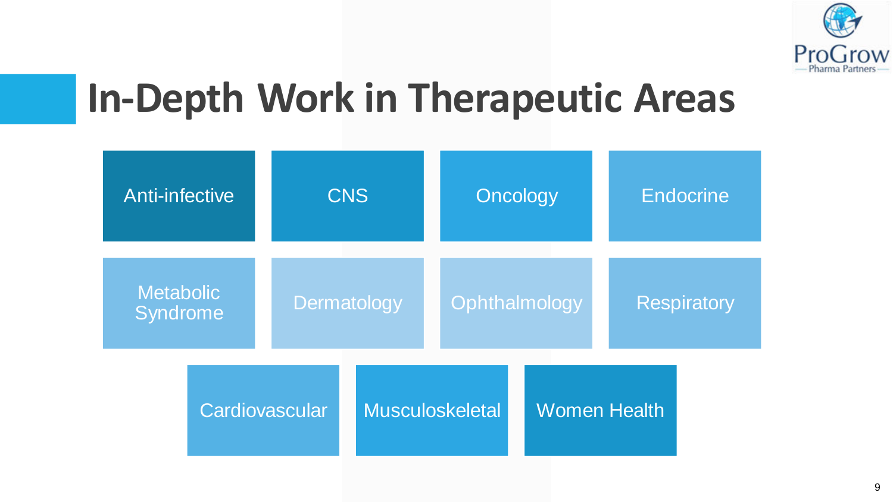# In-Depth Work in Therapeutic Areas

- Anti-infective
- CNS
- Oncology
- Endocrine
- Metabolic Syndrome
- Dermatology
- Ophthalmology
- Respiratory
- Cardiovascular
- Musculoskeletal
- Women Health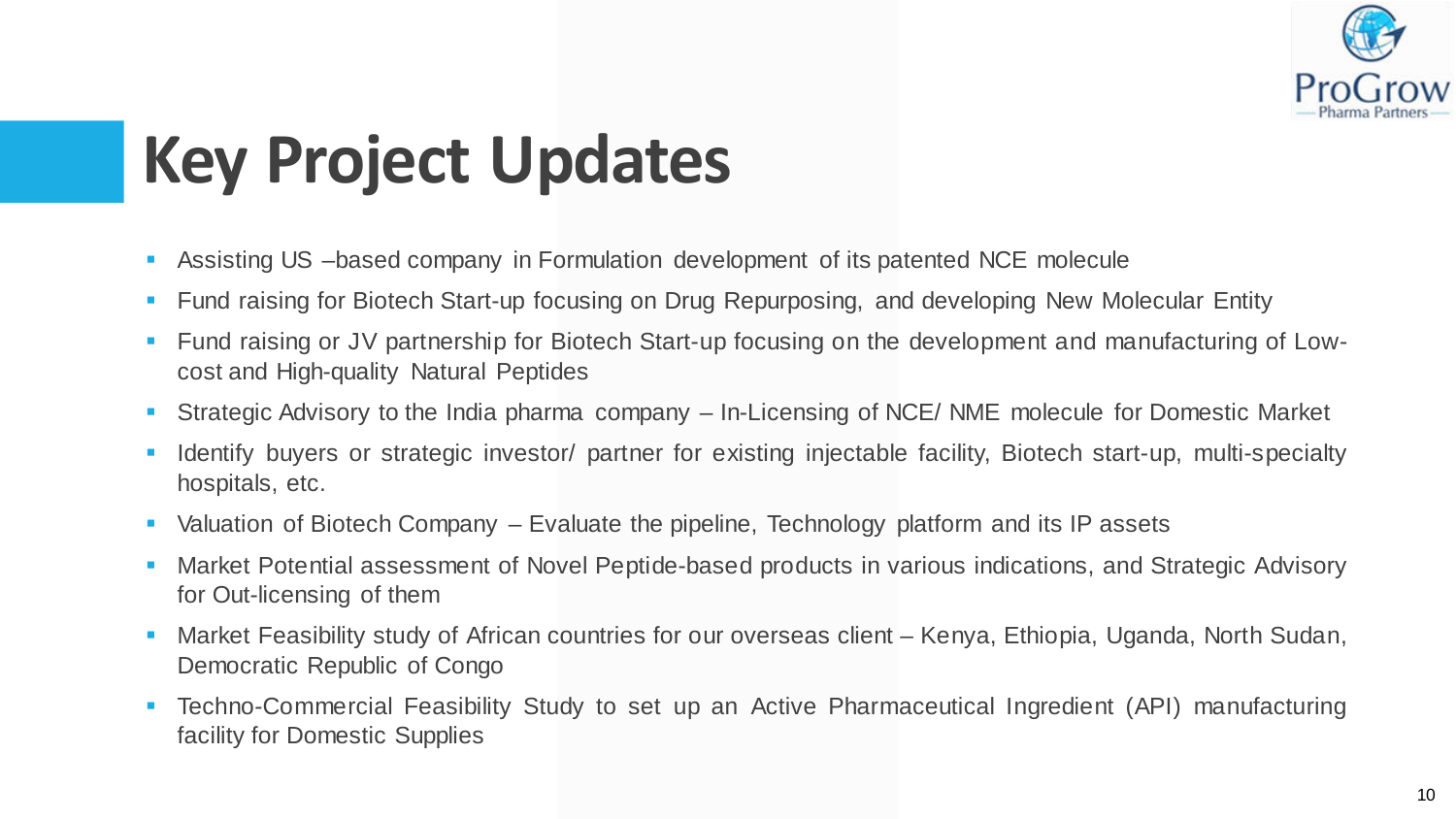# Key Project Updates

- Assisting US –based company in Formulation development of its patented NCE molecule
- Fund raising for Biotech Start-up focusing on Drug Repurposing, and developing New Molecular Entity
- Fund raising or JV partnership for Biotech Start-up focusing on the development and manufacturing of Low-cost and High-quality Natural Peptides
- Strategic Advisory to the India pharma company – In-Licensing of NCE/ NME molecule for Domestic Market
- Identify buyers or strategic investor/ partner for existing injectable facility, Biotech start-up, multi-specialty hospitals, etc.
- Valuation of Biotech Company – Evaluate the pipeline, Technology platform and its IP assets
- Market Potential assessment of Novel Peptide-based products in various indications, and Strategic Advisory for Out-licensing of them
- Market Feasibility study of African countries for our overseas client – Kenya, Ethiopia, Uganda, North Sudan, Democratic Republic of Congo
- Techno-Commercial Feasibility Study to set up an Active Pharmaceutical Ingredient (API) manufacturing facility for Domestic Supplies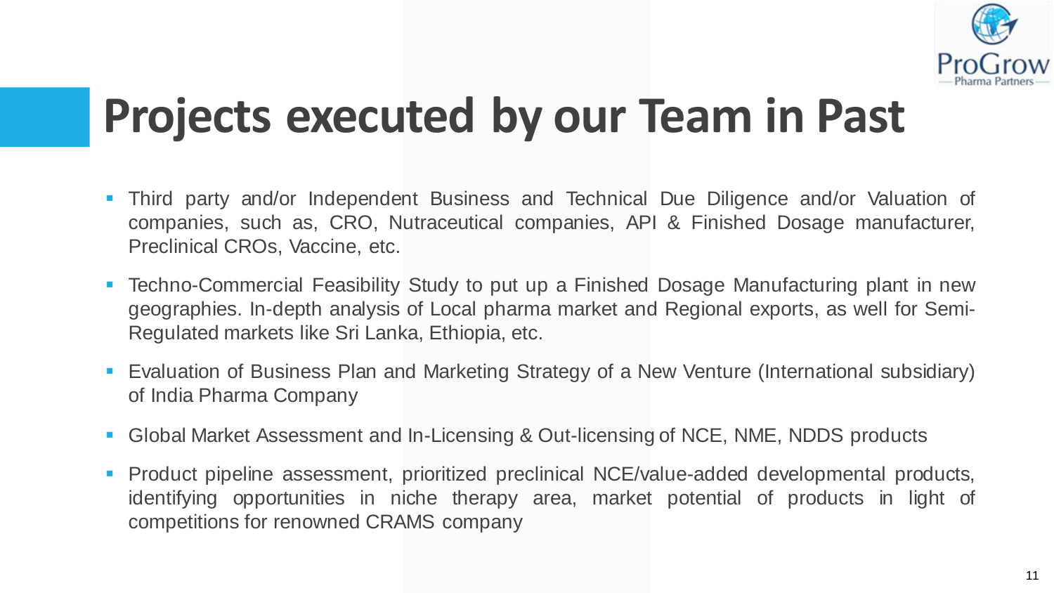# Projects executed by our Team in Past

- Third party and/or Independent Business and Technical Due Diligence and/or Valuation of companies, such as, CRO, Nutraceutical companies, API & Finished Dosage manufacturer, Preclinical CROs, Vaccine, etc.
- Techno-Commercial Feasibility Study to put up a Finished Dosage Manufacturing plant in new geographies. In-depth analysis of Local pharma market and Regional exports, as well for Semi-Regulated markets like Sri Lanka, Ethiopia, etc.
- Evaluation of Business Plan and Marketing Strategy of a New Venture (International subsidiary) of India Pharma Company
- Global Market Assessment and In-Licensing & Out-licensing of NCE, NME, NDDS products
- Product pipeline assessment, prioritized preclinical NCE/value-added developmental products, identifying opportunities in niche therapy area, market potential of products in light of competitions for renowned CRAMS company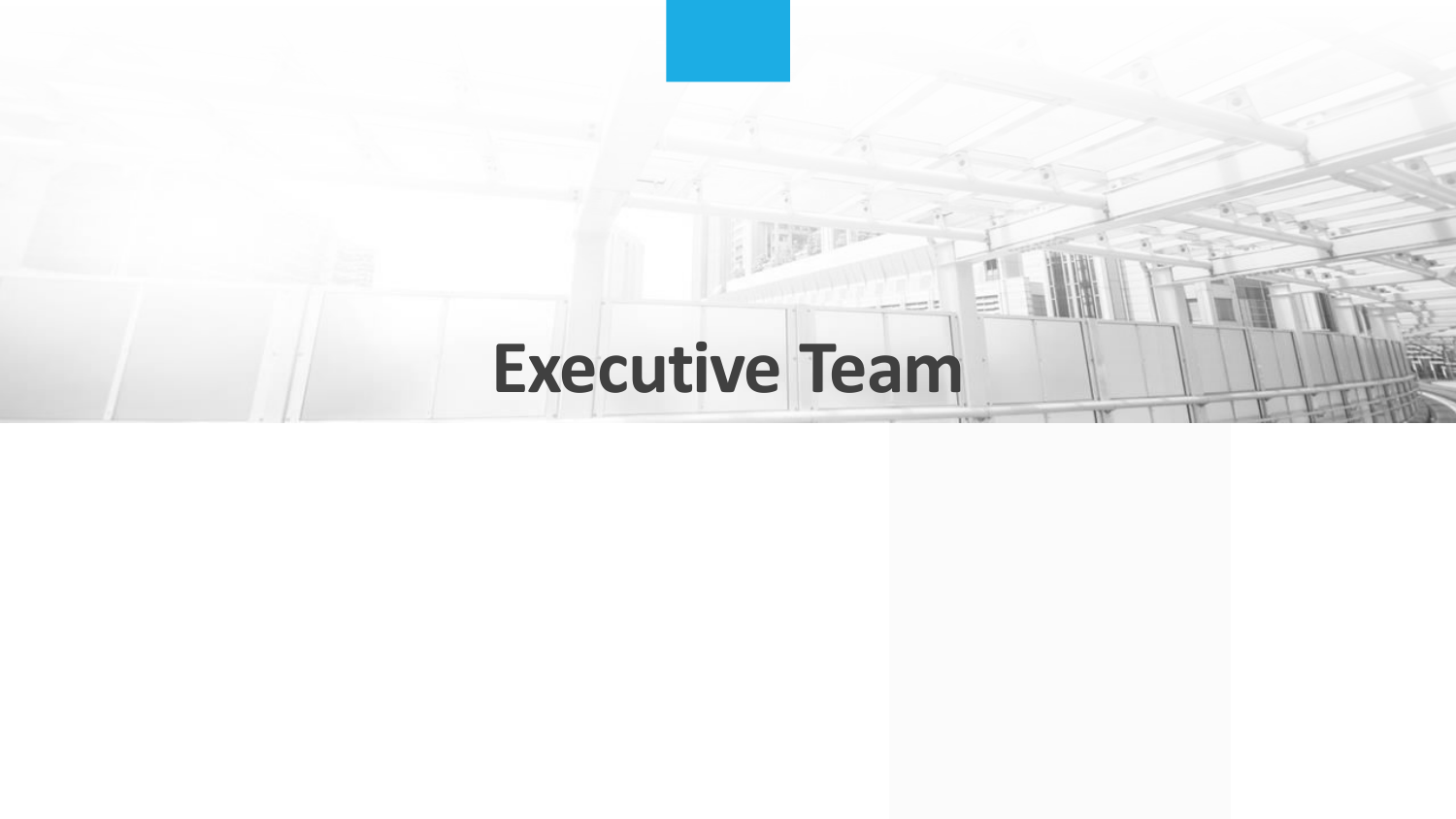# Executive Team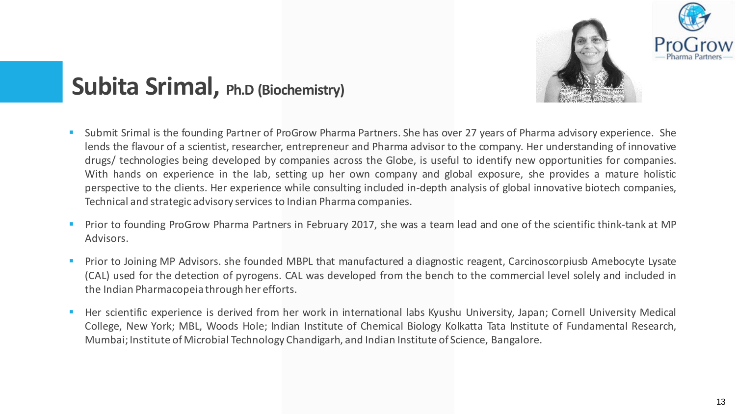# Subita Srimal, Ph.D (Biochemistry)

- Submit Srimal is the founding Partner of ProGrow Pharma Partners. She has over 27 years of Pharma advisory experience. She lends the flavour of a scientist, researcher, entrepreneur and Pharma advisor to the company. Her understanding of innovative drugs/ technologies being developed by companies across the Globe, is useful to identify new opportunities for companies. With hands on experience in the lab, setting up her own company and global exposure, she provides a mature holistic perspective to the clients. Her experience while consulting included in-depth analysis of global innovative biotech companies, Technical and strategic advisory services to Indian Pharma companies.
- Prior to founding ProGrow Pharma Partners in February 2017, she was a team lead and one of the scientific think-tank at MP Advisors.
- Prior to Joining MP Advisors. she founded MBPL that manufactured a diagnostic reagent, Carcinoscorpiusb Amebocyte Lysate (CAL) used for the detection of pyrogens. CAL was developed from the bench to the commercial level solely and included in the Indian Pharmacopeia through her efforts.
- Her scientific experience is derived from her work in international labs Kyushu University, Japan; Cornell University Medical College, New York; MBL, Woods Hole; Indian Institute of Chemical Biology Kolkatta Tata Institute of Fundamental Research, Mumbai; Institute of Microbial Technology Chandigarh, and Indian Institute of Science, Bangalore.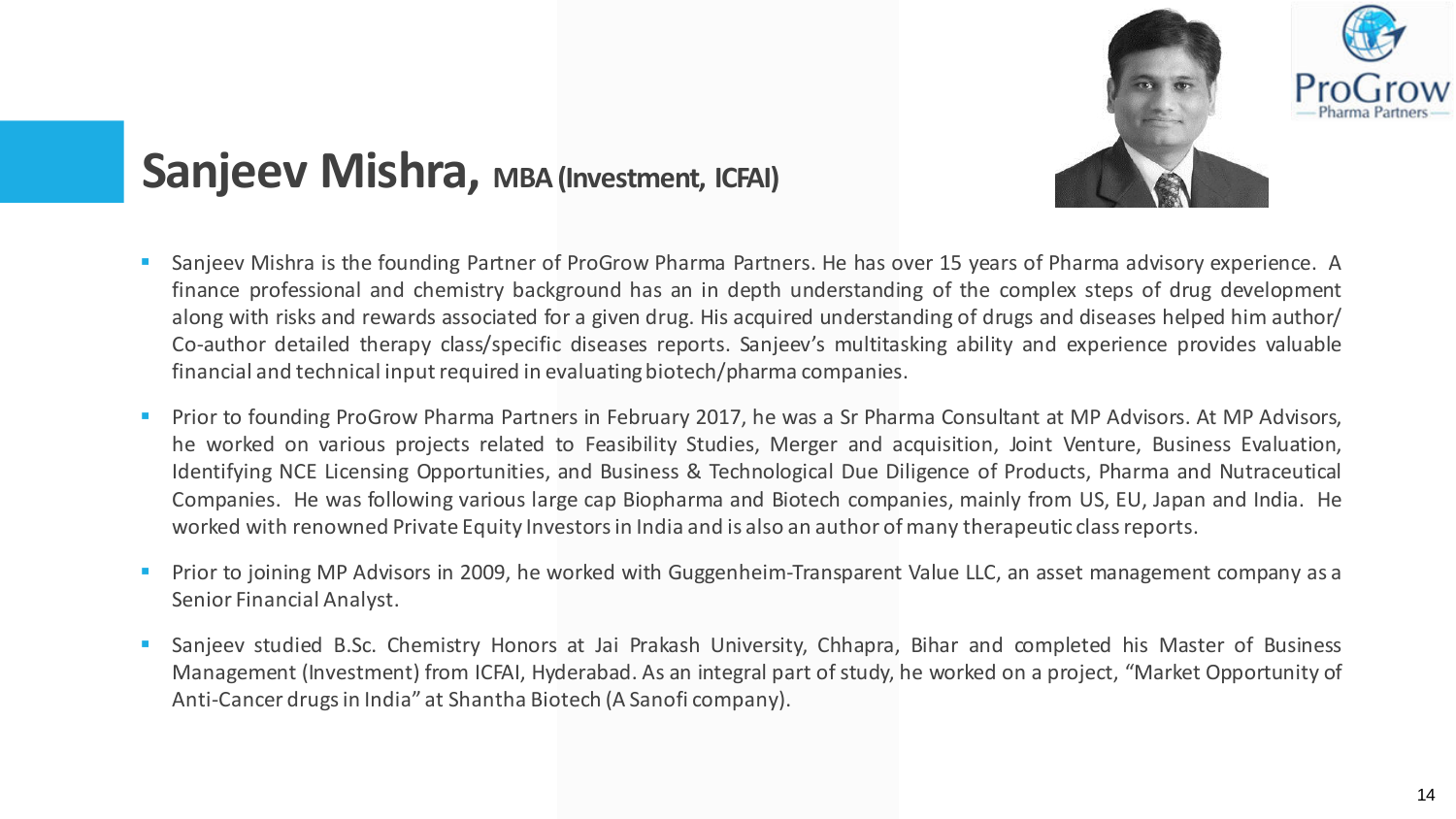# Sanjeev Mishra, MBA (Investment, ICFAI)

- Sanjeev Mishra is the founding Partner of ProGrow Pharma Partners. He has over 15 years of Pharma advisory experience. A finance professional and chemistry background has an in depth understanding of the complex steps of drug development along with risks and rewards associated for a given drug. His acquired understanding of drugs and diseases helped him author/ Co-author detailed therapy class/specific diseases reports. Sanjeev's multitasking ability and experience provides valuable financial and technical input required in evaluating biotech/pharma companies.
- Prior to founding ProGrow Pharma Partners in February 2017, he was a Sr Pharma Consultant at MP Advisors. At MP Advisors, he worked on various projects related to Feasibility Studies, Merger and acquisition, Joint Venture, Business Evaluation, Identifying NCE Licensing Opportunities, and Business & Technological Due Diligence of Products, Pharma and Nutraceutical Companies. He was following various large cap Biopharma and Biotech companies, mainly from US, EU, Japan and India. He worked with renowned Private Equity Investors in India and is also an author of many therapeutic class reports.
- Prior to joining MP Advisors in 2009, he worked with Guggenheim-Transparent Value LLC, an asset management company as a Senior Financial Analyst.
- Sanjeev studied B.Sc. Chemistry Honors at Jai Prakash University, Chhapra, Bihar and completed his Master of Business Management (Investment) from ICFAI, Hyderabad. As an integral part of study, he worked on a project, "Market Opportunity of Anti-Cancer drugs in India" at Shantha Biotech (A Sanofi company).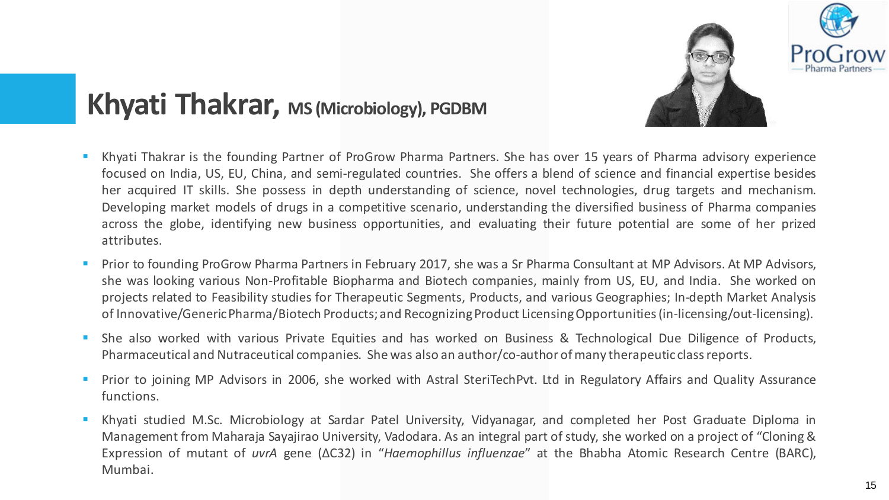# Khyati Thakrar, MS (Microbiology), PGDBM

- Khyati Thakrar is the founding Partner of ProGrow Pharma Partners. She has over 15 years of Pharma advisory experience focused on India, US, EU, China, and semi-regulated countries. She offers a blend of science and financial expertise besides her acquired IT skills. She possess in depth understanding of science, novel technologies, drug targets and mechanism. Developing market models of drugs in a competitive scenario, understanding the diversified business of Pharma companies across the globe, identifying new business opportunities, and evaluating their future potential are some of her prized attributes.
- Prior to founding ProGrow Pharma Partners in February 2017, she was a Sr Pharma Consultant at MP Advisors. At MP Advisors, she was looking various Non-Profitable Biopharma and Biotech companies, mainly from US, EU, and India. She worked on projects related to Feasibility studies for Therapeutic Segments, Products, and various Geographies; In-depth Market Analysis of Innovative/Generic Pharma/Biotech Products; and Recognizing Product Licensing Opportunities (in-licensing/out-licensing).
- She also worked with various Private Equities and has worked on Business & Technological Due Diligence of Products, Pharmaceutical and Nutraceutical companies. She was also an author/co-author of many therapeutic class reports.
- Prior to joining MP Advisors in 2006, she worked with Astral SteriTechPvt. Ltd in Regulatory Affairs and Quality Assurance functions.
- Khyati studied M.Sc. Microbiology at Sardar Patel University, Vidyanagar, and completed her Post Graduate Diploma in Management from Maharaja Sayajirao University, Vadodara. As an integral part of study, she worked on a project of "Cloning & Expression of mutant of *uvrA* gene (ΔC32) in "*Haemophillus influenzae*" at the Bhabha Atomic Research Centre (BARC), Mumbai.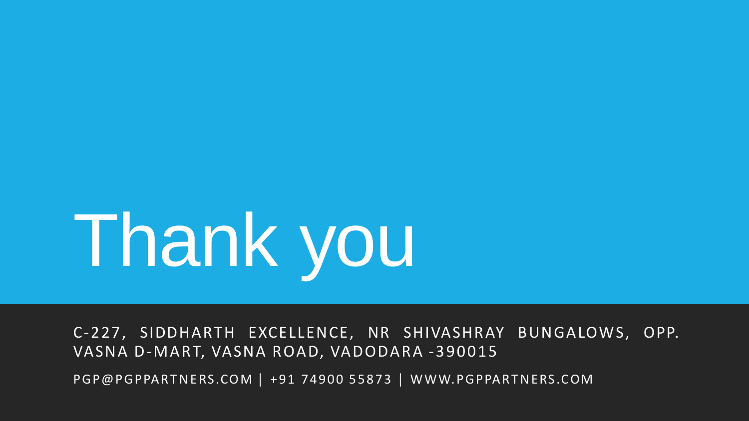# Thank you

C-227, SIDDHARTH EXCELLENCE, NR SHIVASHRAY BUNGALOWS, OPP. VASNA D-MART, VASNA ROAD, VADODARA -390015

PGP@PGPPARTNERS.COM | +91 74900 55873 | WWW.PGPPARTNERS.COM